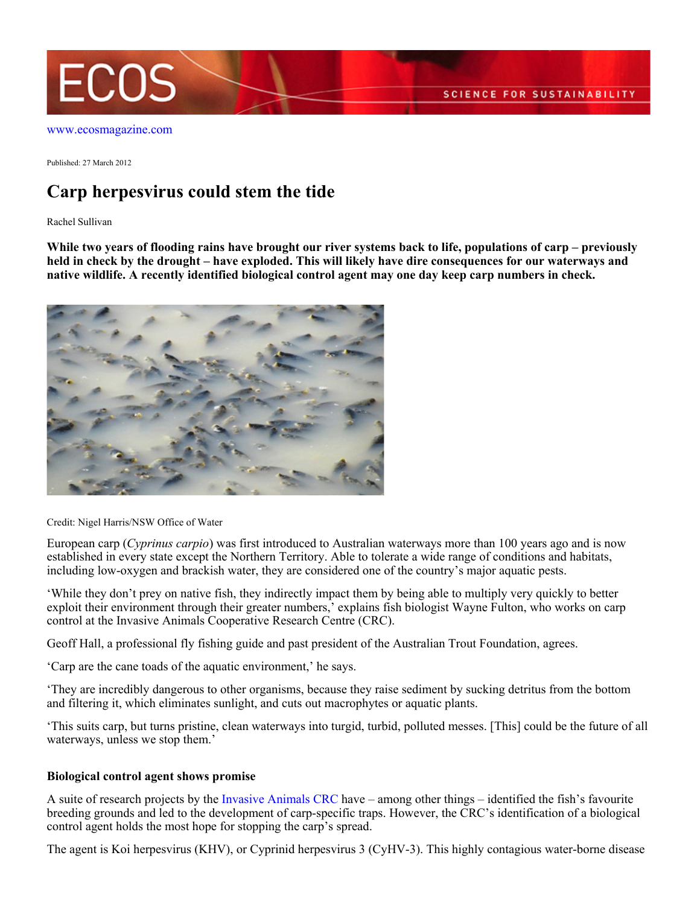www.ecosmagazine.com

Published: 27 March 2012

# Carp herpesvirus could stem the tide

Rachel Sullivan

**While two years of flooding rains have brought our river systems back to life, populations of carp – previously held in check by the drought – have exploded. This will likely have dire consequences for our waterways and native wildlife. A recently identified biological control agent may one day keep carp numbers in check.**

Credit: Nigel Harris/NSW Office of Water

European carp (*Cyprinus carpio*) was first introduced to Australian waterways more than 100 years ago and is now established in every state except the Northern Territory. Able to tolerate a wide range of conditions and habitats, including low-oxygen and brackish water, they are considered one of the country's major aquatic pests.

'While they don't prey on native fish, they indirectly impact them by being able to multiply very quickly to better exploit their environment through their greater numbers,' explains fish biologist Wayne Fulton, who works on carp control at the Invasive Animals Cooperative Research Centre (CRC).

Geoff Hall, a professional fly fishing guide and past president of the Australian Trout Foundation, agrees.

'Carp are the cane toads of the aquatic environment,' he says.

'They are incredibly dangerous to other organisms, because they raise sediment by sucking detritus from the bottom and filtering it, which eliminates sunlight, and cuts out macrophytes or aquatic plants.

'This suits carp, but turns pristine, clean waterways into turgid, turbid, polluted messes. [This] could be the future of all waterways, unless we stop them.'

### Biological control agent shows promise

A suite of research projects by the Invasive Animals CRC have – among other things – identified the fish's favourite breeding grounds and led to the development of carp-specific traps. However, the CRC's identification of a biological control agent holds the most hope for stopping the carp's spread.

The agent is Koi herpesvirus (KHV), or Cyprinid herpesvirus 3 (CyHV-3). This highly contagious water-borne disease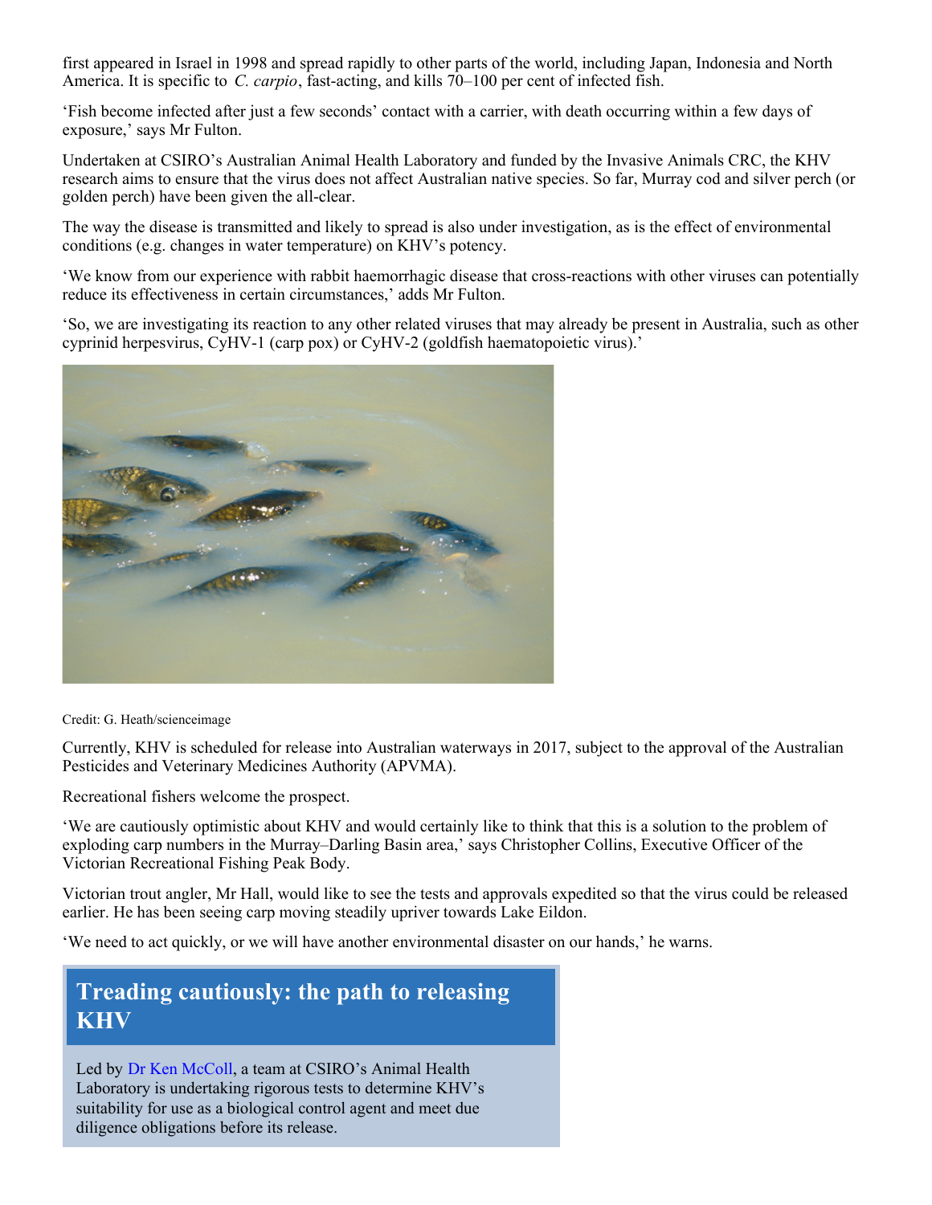first appeared in Israel in 1998 and spread rapidly to other parts of the world, including Japan, Indonesia and North America. It is specific to *C. carpio*, fast-acting, and kills 70–100 per cent of infected fish.

'Fish become infected after just a few seconds' contact with a carrier, with death occurring within a few days of exposure,' says Mr Fulton.

Undertaken at CSIRO's Australian Animal Health Laboratory and funded by the Invasive Animals CRC, the KHV research aims to ensure that the virus does not affect Australian native species. So far, Murray cod and silver perch (or golden perch) have been given the all-clear.

The way the disease is transmitted and likely to spread is also under investigation, as is the effect of environmental conditions (e.g. changes in water temperature) on KHV's potency.

'We know from our experience with rabbit haemorrhagic disease that cross-reactions with other viruses can potentially reduce its effectiveness in certain circumstances,' adds Mr Fulton.

'So, we are investigating its reaction to any other related viruses that may already be present in Australia, such as other cyprinid herpesvirus, CyHV-1 (carp pox) or CyHV-2 (goldfish haematopoietic virus).'

Credit: G. Heath/scienceimage

Currently, KHV is scheduled for release into Australian waterways in 2017, subject to the approval of the Australian Pesticides and Veterinary Medicines Authority (APVMA).

Recreational fishers welcome the prospect.

'We are cautiously optimistic about KHV and would certainly like to think that this is a solution to the problem of exploding carp numbers in the Murray–Darling Basin area,' says Christopher Collins, Executive Officer of the Victorian Recreational Fishing Peak Body.

Victorian trout angler, Mr Hall, would like to see the tests and approvals expedited so that the virus could be released earlier. He has been seeing carp moving steadily upriver towards Lake Eildon.

'We need to act quickly, or we will have another environmental disaster on our hands,' he warns.

## Treading cautiously: the path to releasing KHV

Led by Dr Ken McColl, a team at CSIRO's Animal Health Laboratory is undertaking rigorous tests to determine KHV's suitability for use as a biological control agent and meet due diligence obligations before its release.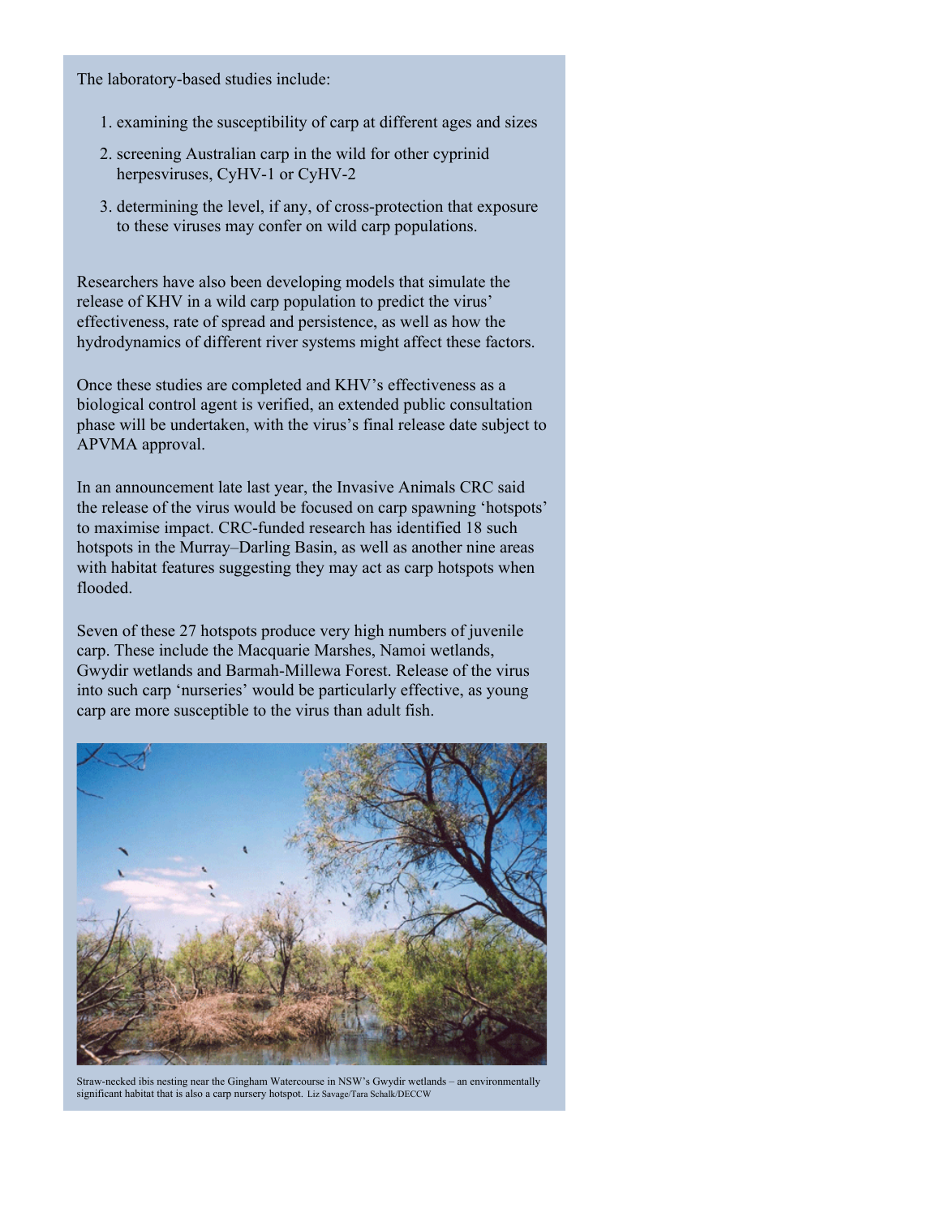The laboratory-based studies include:

1. examining the susceptibility of carp at different ages and sizes
2. screening Australian carp in the wild for other cyprinid herpesviruses, CyHV-1 or CyHV-2
3. determining the level, if any, of cross-protection that exposure to these viruses may confer on wild carp populations.

Researchers have also been developing models that simulate the release of KHV in a wild carp population to predict the virus' effectiveness, rate of spread and persistence, as well as how the hydrodynamics of different river systems might affect these factors.

Once these studies are completed and KHV's effectiveness as a biological control agent is verified, an extended public consultation phase will be undertaken, with the virus's final release date subject to APVMA approval.

In an announcement late last year, the Invasive Animals CRC said the release of the virus would be focused on carp spawning 'hotspots' to maximise impact. CRC-funded research has identified 18 such hotspots in the Murray–Darling Basin, as well as another nine areas with habitat features suggesting they may act as carp hotspots when flooded.

Seven of these 27 hotspots produce very high numbers of juvenile carp. These include the Macquarie Marshes, Namoi wetlands, Gwydir wetlands and Barmah-Millewa Forest. Release of the virus into such carp 'nurseries' would be particularly effective, as young carp are more susceptible to the virus than adult fish.

Straw-necked ibis nesting near the Gingham Watercourse in NSW's Gwydir wetlands – an environmentally significant habitat that is also a carp nursery hotspot. Liz Savage/Tara Schalk/DECCW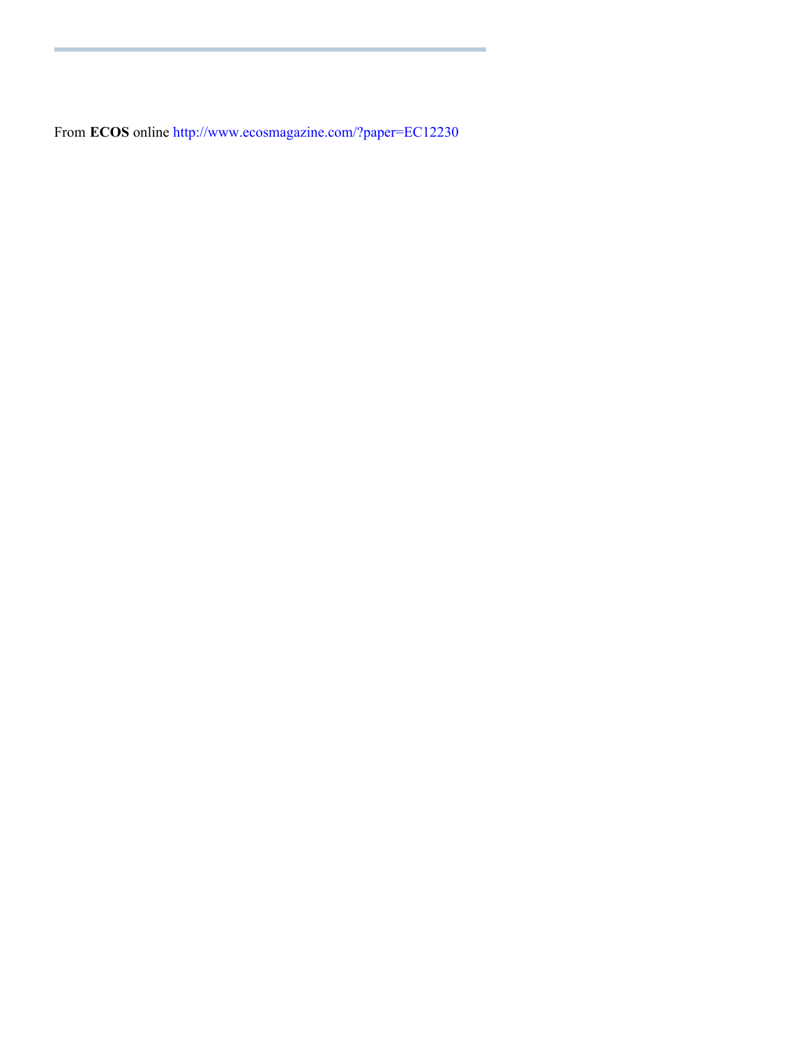From **ECOS** online http://www.ecosmagazine.com/?paper=EC12230